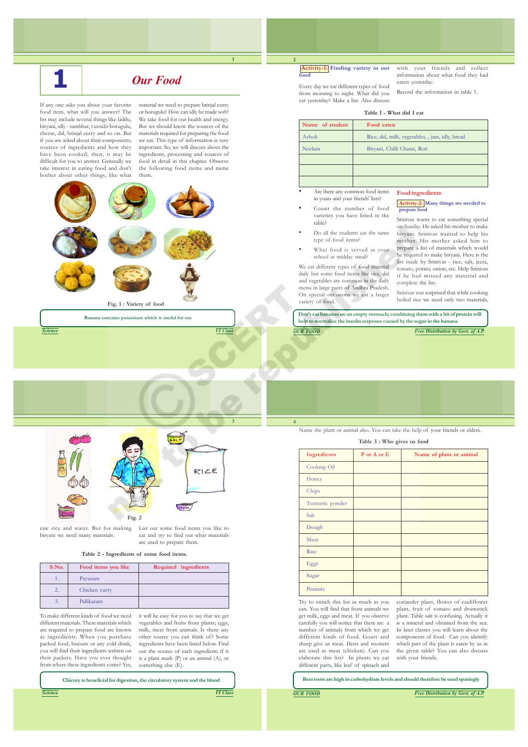# 1 Our Food

If any one asks you about your favorite food item, what will you answer? The list may include several things like laddu, biryani, idly - sambhar, vussulu-borugulu, cheese, dal, brinjal curry and so on. But if you are asked about their components, sources of ingredients and how they have been cooked, then, it may be difficult for you to answer. Generally we take interest in eating food and don't bother about other things, like what material we need to prepare brinjal curry or borugulu? How can idly be made soft? We take food for our health and energy. But we should know the sources of the materials required for preparing the food we eat. This type of information is very important. So, we will discuss about the ingredients, processing and sources of food in detail in this chapter. Observe the following food items and name them.

Fig. 1 : Variety of food

Banana contains potassium which is useful for uss

**Activity-1:** Finding variety in our food

Every day we eat different types of food from morning to night. What did you eat yesterday? Make a list. Also discuss with your friends and collect information about what food they had eaten yesterday.

Record the information in table 1.

**Table 1 - What did I eat**

| Name of student | Food eaten |
|---|---|
| Ashok | Rice, dal, milk, vegetables, , jam, idly, bread |
| Neelam | Biryani, Chilli Chatni, Roti |
| | |
| | |
| | |

- Are there any common food items in yours and your friends' lists?
- Count the number of food varieties you have listed in the table?
- Do all the students eat the same type of food items?
- What food is served in your school at midday meal?

We eat different types of food material daily but some food items like rice, dal and vegetables are common in the daily menu in large parts of Andhra Pradesh. On special occasions we eat a larger variety of food.

## Food ingredients

**Activity-2:** Many things are needed to prepare food

Srinivas wants to eat something special on Sunday. He asked his mother to make biryani. Srinivas wanted to help his mother. His mother asked him to prepare a list of materials which would be required to make biryani. Here is the list made by Srinivas - rice, salt, jeera, tomato, potato, onion, etc. Help Srinivas if he had missed any material and complete the list.

Srinivas was surprised that while cooking boiled rice we need only two materials, raw rice and water. But for making biryani we need many materials.

Don't eat bananas on an empty stomach; combining them with a bit of protein will help to normalize the insulin response caused by the sugar in the banana.

Fig. 2

List out some food items you like to eat and try to find out what materials are used to prepare them.

**Table 2 - Ingredients of some food items.**

| S.No. | Food items you like | Required ingredients |
|---|---|---|
| 1. | Payasam | |
| 2. | Chicken curry | |
| 3. | Pallikaram | |

To make different kinds of food we need different materials. These materials which are required to prepare food are known as ingredients. When you purchase packed food, biscuits or any cold drink, you will find their ingredients written on their packets. Have you ever thought from where these ingredients come? Yes, it will be easy for you to say that we get vegetables and fruits from plants; eggs, milk, meat from animals. Is there any other source you can think of? Some ingredients have been listed below. Find out the source of each ingredient; if it is a plant mark (P) or an animal (A), or something else (E).

Chicory is beneficial for digestion, the circulatory system and the blood

Name the plant or animal also. You can take the help of your friends or elders.

**Table 3 : Who gives us food**

| Ingredients | P or A or E | Name of plant or animal |
|---|---|---|
| Cooking Oil | | |
| Honey | | |
| Chips | | |
| Turmeric powder | | |
| Salt | | |
| Dough | | |
| Meat | | |
| Rice | | |
| Eggs | | |
| Sugar | | |
| Peanuts | | |

Try to enrich this list as much as you can. You will find that from animals we get milk, eggs and meat. If you observe carefully you will notice that there are a number of animals from which we get different kinds of food. Goats and sheep give us meat. Hens and roosters are used as meat (chicken). Can you elaborate this list? In plants we eat different parts, like leaf of spinach and coriander plant, flower of cauliflower plant, fruit of tomato and drumstick plant. Table salt is confusing. Actually it is a mineral and obtained from the sea. In later classes you will learn about the components of food. Can you identify which part of the plant is eaten by us in the given table? You can also discuss with your friends.

Beet roots are high in carbohydrate levels and should therefore be used sparingly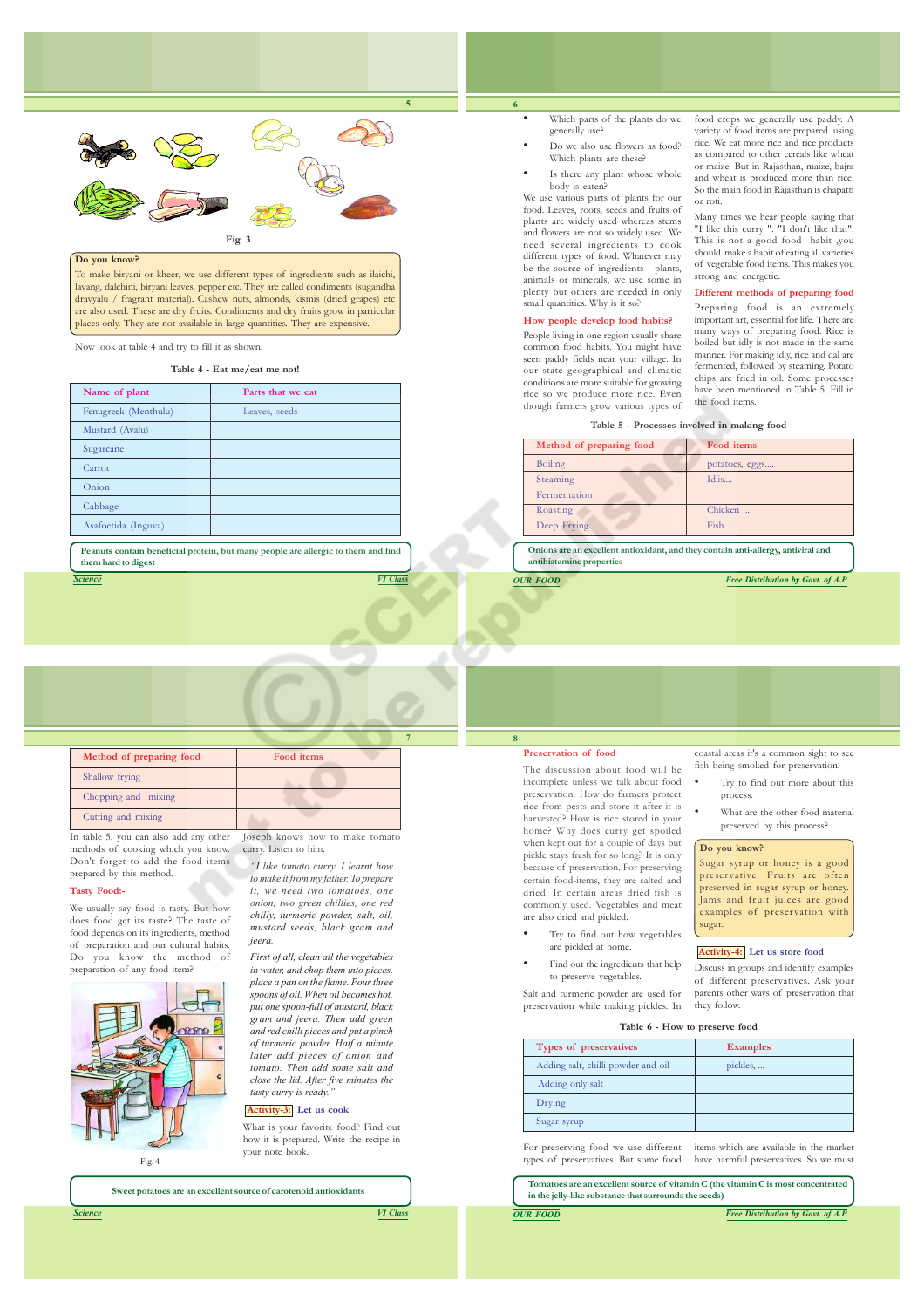Fig. 3

**Do you know?**

To make biryani or kheer, we use different types of ingredients such as ilaichi, lavang, dalchini, biryani leaves, pepper etc. They are called condiments (sugandha dravyalu / fragrant material). Cashew nuts, almonds, kismis (dried grapes) etc are also used. These are dry fruits. Condiments and dry fruits grow in particular places only. They are not available in large quantities. They are expensive.

Now look at table 4 and try to fill it as shown.

Table 4 - Eat me/eat me not!

| Name of plant | Parts that we eat |
|---|---|
| Fenugreek (Menthulu) | Leaves, seeds |
| Mustard (Avalu) | |
| Sugarcane | |
| Carrot | |
| Onion | |
| Cabbage | |
| Asafoetida (Inguva) | |

Peanuts contain beneficial protein, but many people are allergic to them and find them hard to digest

- Which parts of the plants do we generally use?
- Do we also use flowers as food? Which plants are these?
- Is there any plant whose whole body is eaten?

We use various parts of plants for our food. Leaves, roots, seeds and fruits of plants are widely used whereas stems and flowers are not so widely used. We need several ingredients to cook different types of food. Whatever may be the source of ingredients - plants, animals or minerals, we use some in plenty but others are needed in only small quantities. Why is it so?

## How people develop food habits?

People living in one region usually share common food habits. You might have seen paddy fields near your village. In our state geographical and climatic conditions are more suitable for growing rice so we produce more rice. Even though farmers grow various types of food crops we generally use paddy. A variety of food items are prepared using rice. We eat more rice and rice products as compared to other cereals like wheat or maize. But in Rajasthan, maize, bajra and wheat is produced more than rice. So the main food in Rajasthan is chapatti or roti.

Many times we hear people saying that "I like this curry ". "I don't like that". This is not a good food habit ,you should make a habit of eating all varieties of vegetable food items. This makes you strong and energetic.

## Different methods of preparing food

Preparing food is an extremely important art, essential for life. There are many ways of preparing food. Rice is boiled but idly is not made in the same manner. For making idly, rice and dal are fermented, followed by steaming. Potato chips are fried in oil. Some processes have been mentioned in Table 5. Fill in the food items.

Table 5 - Processes involved in making food

| Method of preparing food | Food items |
|---|---|
| Boiling | potatoes, eggs.... |
| Steaming | Idlis.... |
| Fermentation | |
| Roasting | Chicken ... |
| Deep Frying | Fish ... |
| Shallow frying | |
| Chopping and mixing | |
| Cutting and mixing | |

Onions are an excellent antioxidant, and they contain anti-allergy, antiviral and antihistamine properties

In table 5, you can also add any other methods of cooking which you know. Don't forget to add the food items prepared by this method.

## Tasty Food:-

We usually say food is tasty. But how does food get its taste? The taste of food depends on its ingredients, method of preparation and our cultural habits. Do you know the method of preparation of any food item?

Fig. 4

Joseph knows how to make tomato curry. Listen to him.

*"I like tomato curry. I learnt how to make it from my father. To prepare it, we need two tomatoes, one onion, two green chillies, one red chilly, turmeric powder, salt, oil, mustard seeds, black gram and jeera.*

*First of all, clean all the vegetables in water, and chop them into pieces. place a pan on the flame. Pour three spoons of oil. When oil becomes hot, put one spoon-full of mustard, black gram and jeera. Then add green and red chilli pieces and put a pinch of turmeric powder. Half a minute later add pieces of onion and tomato. Then add some salt and close the lid. After five minutes the tasty curry is ready."*

**Activity-3: Let us cook**

What is your favorite food? Find out how it is prepared. Write the recipe in your note book.

Sweet potatoes are an excellent source of carotenoid antioxidants

## Preservation of food

The discussion about food will be incomplete unless we talk about food preservation. How do farmers protect rice from pests and store it after it is harvested? How is rice stored in your home? Why does curry get spoiled when kept out for a couple of days but pickle stays fresh for so long? It is only because of preservation. For preserving certain food-items, they are salted and dried. In certain areas dried fish is commonly used. Vegetables and meat are also dried and pickled.

- Try to find out how vegetables are pickled at home.
- Find out the ingredients that help to preserve vegetables.

Salt and turmeric powder are used for preservation while making pickles. In coastal areas it's a common sight to see fish being smoked for preservation.

- Try to find out more about this process.
- What are the other food material preserved by this process?

**Do you know?**

Sugar syrup or honey is a good preservative. Fruits are often preserved in sugar syrup or honey. Jams and fruit juices are good examples of preservation with sugar.

**Activity-4: Let us store food**

Discuss in groups and identify examples of different preservatives. Ask your parents other ways of preservation that they follow.

Table 6 - How to preserve food

| Types of preservatives | Examples |
|---|---|
| Adding salt, chilli powder and oil | pickles, ... |
| Adding only salt | |
| Drying | |
| Sugar syrup | |

For preserving food we use different types of preservatives. But some food items which are available in the market have harmful preservatives. So we must

Tomatoes are an excellent source of vitamin C (the vitamin C is most concentrated in the jelly-like substance that surrounds the seeds)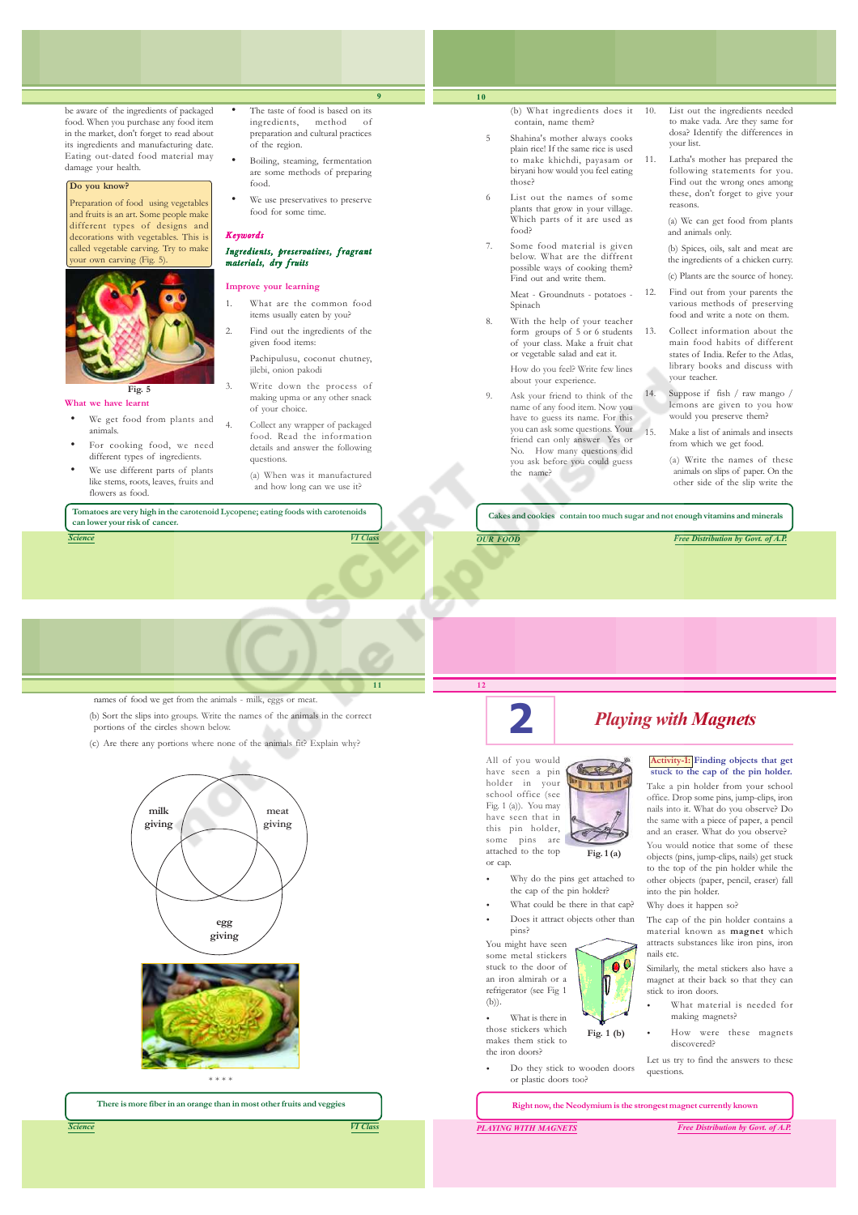be aware of the ingredients of packaged food. When you purchase any food item in the market, don't forget to read about its ingredients and manufacturing date. Eating out-dated food material may damage your health.

**Do you know?**

Preparation of food using vegetables and fruits is an art. Some people make different types of designs and decorations with vegetables. This is called vegetable carving. Try to make your own carving (Fig. 5).

Fig. 5

### What we have learnt

- We get food from plants and animals.
- For cooking food, we need different types of ingredients.
- We use different parts of plants like stems, roots, leaves, fruits and flowers as food.
- The taste of food is based on its ingredients, method of preparation and cultural practices of the region.
- Boiling, steaming, fermentation are some methods of preparing food.
- We use preservatives to preserve food for some time.

### Keywords

*Ingredients, preservatives, fragrant materials, dry fruits*

### Improve your learning

1. What are the common food items usually eaten by you?
2. Find out the ingredients of the given food items:

   Pachipulusu, coconut chutney, jilebi, onion pakodi
3. Write down the process of making upma or any other snack of your choice.
4. Collect any wrapper of packaged food. Read the information details and answer the following questions.

   (a) When was it manufactured and how long can we use it?

Tomatoes are very high in the carotenoid Lycopene; eating foods with carotenoids can lower your risk of cancer.

   (b) What ingredients does it contain, name them?
5. Shahina's mother always cooks plain rice! If the same rice is used to make khichdi, payasam or biryani how would you feel eating those?
6. List out the names of some plants that grow in your village. Which parts of it are used as food?
7. Some food material is given below. What are the diffrent possible ways of cooking them? Find out and write them.

   Meat - Groundnuts - potatoes - Spinach
8. With the help of your teacher form groups of 5 or 6 students of your class. Make a fruit chat or vegetable salad and eat it.

   How do you feel? Write few lines about your experience.
9. Ask your friend to think of the name of any food item. Now you have to guess its name. For this you can ask some questions. Your friend can only answer Yes or No. How many questions did you ask before you could guess the name?
10. List out the ingredients needed to make vada. Are they same for dosa? Identify the differences in your list.
11. Latha's mother has prepared the following statements for you. Find out the wrong ones among these, don't forget to give your reasons.

    (a) We can get food from plants and animals only.

    (b) Spices, oils, salt and meat are the ingredients of a chicken curry.

    (c) Plants are the source of honey.
12. Find out from your parents the various methods of preserving food and write a note on them.
13. Collect information about the main food habits of different states of India. Refer to the Atlas, library books and discuss with your teacher.
14. Suppose if fish / raw mango / lemons are given to you how would you preserve them?
15. Make a list of animals and insects from which we get food.

    (a) Write the names of these animals on slips of paper. On the other side of the slip write the names of food we get from the animals - milk, eggs or meat.

    (b) Sort the slips into groups. Write the names of the animals in the correct portions of the circles shown below.

    (c) Are there any portions where none of the animals fit? Explain why?

milk giving | meat giving | egg giving

\* \* \* \*

Cakes and cookies contain too much sugar and not enough vitamins and minerals

There is more fiber in an orange than in most other fruits and veggies

# 2 Playing with Magnets

All of you would have seen a pin holder in your school office (see Fig. 1 (a)). You may have seen that in this pin holder, some pins are attached to the top or cap.

Fig. 1 (a)

- Why do the pins get attached to the cap of the pin holder?
- What could be there in that cap?
- Does it attract objects other than pins?

You might have seen some metal stickers stuck to the door of an iron almirah or a refrigerator (see Fig 1 (b)).

Fig. 1 (b)

- What is there in those stickers which makes them stick to the iron doors?
- Do they stick to wooden doors or plastic doors too?

**Activity-1: Finding objects that get stuck to the cap of the pin holder.**

Take a pin holder from your school office. Drop some pins, jump-clips, iron nails into it. What do you observe? Do the same with a piece of paper, a pencil and an eraser. What do you observe?

You would notice that some of these objects (pins, jump-clips, nails) get stuck to the top of the pin holder while the other objects (paper, pencil, eraser) fall into the pin holder.

Why does it happen so?

The cap of the pin holder contains a material known as **magnet** which attracts substances like iron pins, iron nails etc.

Similarly, the metal stickers also have a magnet at their back so that they can stick to iron doors.

- What material is needed for making magnets?
- How were these magnets discovered?

Let us try to find the answers to these questions.

Right now, the Neodymium is the strongest magnet currently known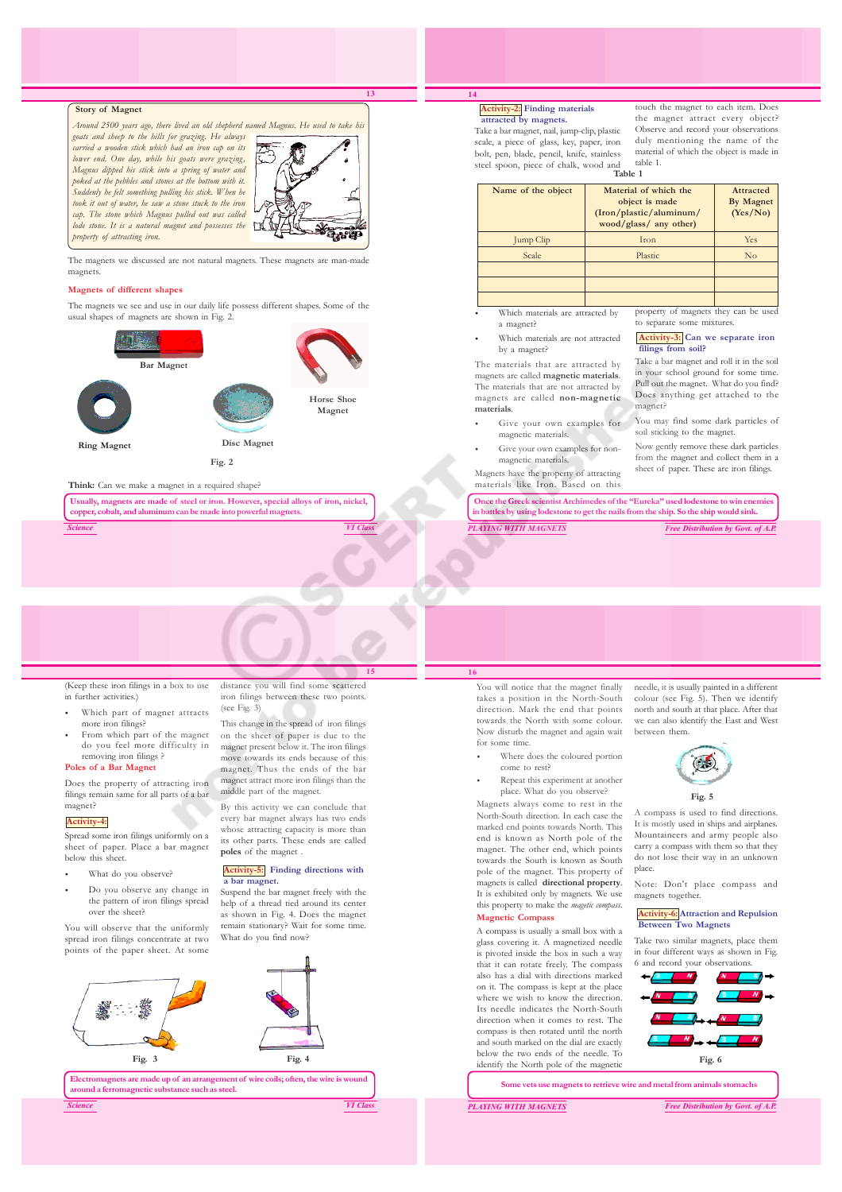### Story of Magnet

*Around 2500 years ago, there lived an old shepherd named Magnus. He used to take his goats and sheep to the hills for grazing. He always carried a wooden stick which had an iron cap on its lower end. One day, while his goats were grazing, Magnus dipped his stick into a spring of water and poked at the pebbles and stones at the bottom with it. Suddenly he felt something pulling his stick. When he took it out of water, he saw a stone stuck to the iron cap. The stone which Magnus pulled out was called lode stone. It is a natural magnet and possesses the property of attracting iron.*

The magnets we discussed are not natural magnets. These magnets are man-made magnets.

## Magnets of different shapes

The magnets we see and use in our daily life possess different shapes. Some of the usual shapes of magnets are shown in Fig. 2.

Bar Magnet

Horse Shoe Magnet

Ring Magnet

Disc Magnet

Fig. 2

**Think:** Can we make a magnet in a required shape?

**Usually, magnets are made of steel or iron. However, special alloys of iron, nickel, copper, cobalt, and aluminum can be made into powerful magnets.**

### Activity-2: Finding materials attracted by magnets.

Take a bar magnet, nail, jump-clip, plastic scale, a piece of glass, key, paper, iron bolt, pen, blade, pencil, knife, stainless steel spoon, piece of chalk, wood and touch the magnet to each item. Does the magnet attract every object? Observe and record your observations duly mentioning the name of the material of which the object is made in table 1.

**Table 1**

| Name of the object | Material of which the object is made (Iron/plastic/aluminum/ wood/glass/ any other) | Attracted By Magnet (Yes/No) |
|---|---|---|
| Jump Clip | Iron | Yes |
| Scale | Plastic | No |
| | | |
| | | |
| | | |

- Which materials are attracted by a magnet?
- Which materials are not attracted by a magnet?

The materials that are attracted by magnets are called **magnetic materials**. The materials that are not attracted by magnets are called **non-magnetic materials**.

- Give your own examples for magnetic materials.
- Give your own examples for non-magnetic materials.

Magnets have the property of attracting materials like Iron. Based on this property of magnets they can be used to separate some mixtures.

### Activity-3: Can we separate iron filings from soil?

Take a bar magnet and roll it in the soil in your school ground for some time. Pull out the magnet. What do you find? Does anything get attached to the magnet?

You may find some dark particles of soil sticking to the magnet.

Now gently remove these dark particles from the magnet and collect them in a sheet of paper. These are iron filings.

**Once the Greek scientist Archimedes of the "Eureka" used lodestone to win enemies in battles by using lodestone to get the nails from the ship. So the ship would sink.**

(Keep these iron filings in a box to use in further activities.)

- Which part of magnet attracts more iron filings?
- From which part of the magnet do you feel more difficulty in removing iron filings ?

## Poles of a Bar Magnet

Does the property of attracting iron filings remain same for all parts of a bar magnet?

### Activity-4:

Spread some iron filings uniformly on a sheet of paper. Place a bar magnet below this sheet.

- What do you observe?
- Do you observe any change in the pattern of iron filings spread over the sheet?

You will observe that the uniformly spread iron filings concentrate at two points of the paper sheet. At some distance you will find some scattered iron filings between these two points. (see Fig. 3)

This change in the spread of iron filings on the sheet of paper is due to the magnet present below it. The iron filings move towards its ends because of this magnet. Thus the ends of the bar magnet attract more iron filings than the middle part of the magnet.

By this activity we can conclude that every bar magnet always has two ends whose attracting capacity is more than its other parts. These ends are called **poles** of the magnet .

### Activity-5: Finding directions with a bar magnet.

Suspend the bar magnet freely with the help of a thread tied around its center as shown in Fig. 4. Does the magnet remain stationary? Wait for some time. What do you find now?

Fig. 3

Fig. 4

**Electromagnets are made up of an arrangement of wire coils; often, the wire is wound around a ferromagnetic substance such as steel.**

You will notice that the magnet finally takes a position in the North-South direction. Mark the end that points towards the North with some colour. Now disturb the magnet and again wait for some time.

- Where does the coloured portion come to rest?
- Repeat this experiment at another place. What do you observe?

Magnets always come to rest in the North-South direction. In each case the marked end points towards North. This end is known as North pole of the magnet. The other end, which points towards the South is known as South pole of the magnet. This property of magnets is called **directional property**. It is exhibited only by magnets. We use this property to make the *magnetic compass*.

## Magnetic Compass

A compass is usually a small box with a glass covering it. A magnetized needle is pivoted inside the box in such a way that it can rotate freely. The compass also has a dial with directions marked on it. The compass is kept at the place where we wish to know the direction. Its needle indicates the North-South direction when it comes to rest. The compass is then rotated until the north and south marked on the dial are exactly below the two ends of the needle. To identify the North pole of the magnetic needle, it is usually painted in a different colour (see Fig. 5). Then we identify north and south at that place. After that we can also identify the East and West between them.

Fig. 5

A compass is used to find directions. It is mostly used in ships and airplanes. Mountaineers and army people also carry a compass with them so that they do not lose their way in an unknown place.

Note: Don't place compass and magnets together.

### Activity-6: Attraction and Repulsion Between Two Magnets

Take two similar magnets, place them in four different ways as shown in Fig. 6 and record your observations.

Fig. 6

**Some vets use magnets to retrieve wire and metal from animals stomachs**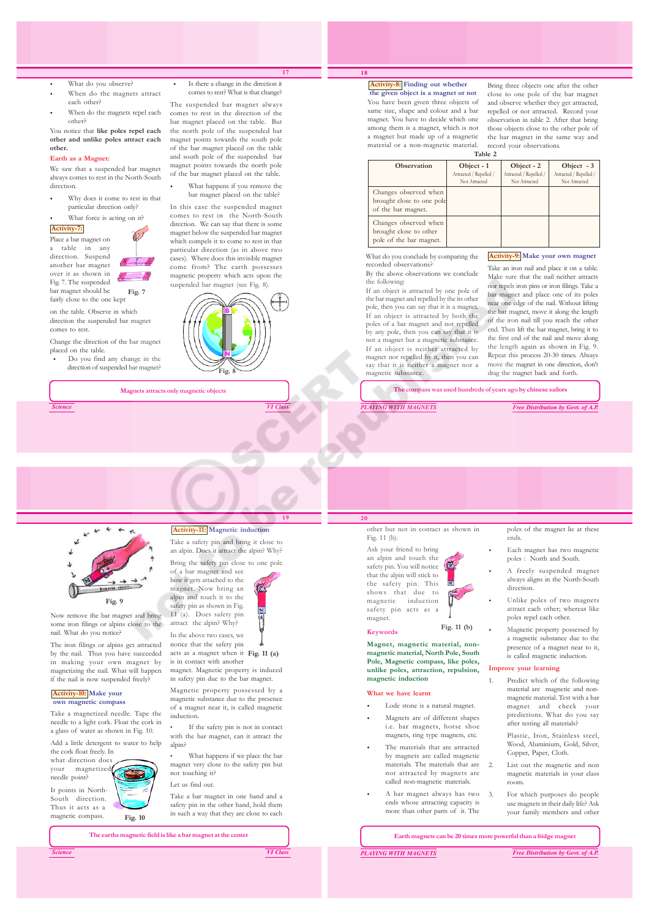- What do you observe?
- When do the magnets attract each other?
- When do the magnets repel each other?

You notice that **like poles repel each other and unlike poles attract each other.**

## Earth as a Magnet:

We saw that a suspended bar magnet always comes to rest in the North-South direction.

- Why does it come to rest in that particular direction only?
- What force is acting on it?

### Activity-7:

Place a bar magnet on a table in any direction. Suspend another bar magnet over it as shown in Fig. 7. The suspended bar magnet should be fairly close to the one kept on the table. Observe in which direction the suspended bar magnet comes to rest.

Fig. 7

Change the direction of the bar magnet placed on the table.

- Do you find any change in the direction of suspended bar magnet?
- Is there a change in the direction it comes to rest? What is that change?

The suspended bar magnet always comes to rest in the direction of the bar magnet placed on the table. But the north pole of the suspended bar magnet points towards the south pole of the bar magnet placed on the table and south pole of the suspended bar magnet points towards the north pole of the bar magnet placed on the table.

- What happens if you remove the bar magnet placed on the table?

In this case the suspended magnet comes to rest in the North-South direction. We can say that there is some magnet below the suspended bar magnet which compels it to come to rest in that particular direction (as in above two cases). Where does this invisible magnet come from? The earth possesses magnetic property which acts upon the suspended bar magnet (see Fig. 8).

Fig. 8

Magnets attracts only magnetic objects

### Activity-8: Finding out whether the given object is a magnet or not

You have been given three objects of same size, shape and colour and a bar magnet. You have to decide which one among them is a magnet, which is not a magnet but made up of a magnetic material or a non-magnetic material. Bring three objects one after the other close to one pole of the bar magnet and observe whether they get attracted, repelled or not attracted. Record your observation in table 2. After that bring those objects close to the other pole of the bar magnet in the same way and record your observations.

Table 2

| Observation | Object - 1 Attracted / Repelled / Not Attracted | Object - 2 Attracted / Repelled / Not Attracted | Object - 3 Attracted / Repelled / Not Attracted |
|---|---|---|---|
| Changes observed when brought close to one pole of the bar magnet. | | | |
| Changes observed when brought close to other pole of the bar magnet. | | | |

What do you conclude by comparing the recorded observations?

By the above observations we conclude the following:

If an object is attracted by one pole of the bar magnet and repelled by the its other pole, then you can say that it is a magnet.

If an object is attracted by both the poles of a bar magnet and not repelled by any pole, then you can say that it is not a magnet but a magnetic substance.

If an object is neither attracted by magnet nor repelled by it, then you can say that it is neither a magnet nor a magnetic substance.

### Activity-9: Make your own magnet

Take an iron nail and place it on a table. Make sure that the nail neither attracts nor repels iron pins or iron filings. Take a bar magnet and place one of its poles near one edge of the nail. Without lifting the bar magnet, move it along the length of the iron nail till you reach the other end. Then lift the bar magnet, bring it to the first end of the nail and move along the length again as shown in Fig. 9. Repeat this process 20-30 times. Always move the magnet in one direction, don't drag the magnet back and forth.

The compass was used hundreds of years ago by chinese sailors

Fig. 9

Now remove the bar magnet and bring some iron filings or alpins close to the nail. What do you notice?

The iron filings or alpins get attracted by the nail. Thus you have succeeded in making your own magnet by magnetizing the nail. What will happen if the nail is now suspended freely?

### Activity-10: Make your own magnetic compass

Take a magnetized needle. Tape the needle to a light cork. Float the cork in a glass of water as shown in Fig. 10.

Add a little detergent to water to help the cork float freely. In what direction does your magnetized needle point?

It points in North-South direction. Thus it acts as a magnetic compass.

Fig. 10

### Activity-11: Magnetic induction

Take a safety pin and bring it close to an alpin. Does it attract the alpin? Why?

Bring the safety pin close to one pole of a bar magnet and see how it gets attached to the magnet. Now bring an alpin and touch it to the safety pin as shown in Fig. 11 (a). Does safety pin attract the alpin? Why?

In the above two cases, we notice that the safety pin acts as a magnet when it is in contact with another magnet. Magnetic property is induced in safety pin due to the bar magnet.

Fig. 11 (a)

Magnetic property possessed by a magnetic substance due to the presence of a magnet near to it, is called magnetic induction.

- If the safety pin is not in contact with the bar magnet, can it attract the alpin?
- What happens if we place the bar magnet very close to the safety pin but not touching it?

Let us find out.

Take a bar magnet in one hand and a safety pin in the other hand, hold them in such a way that they are close to each other but not in contact as shown in Fig. 11 (b).

The earths magnetic field is like a bar magnet at the center

Ask your friend to bring an alpin and touch the safety pin. You will notice that the alpin will stick to the safety pin. This shows that due to magnetic induction safety pin acts as a magnet.

Fig. 11 (b)

## Keywords

**Magnet, magnetic material, non-magnetic material, North Pole, South Pole, Magnetic compass, like poles, unlike poles, attraction, repulsion, magnetic induction**

## What we have learnt

- Lode stone is a natural magnet.
- Magnets are of different shapes i.e. bar magnets, horse shoe magnets, ring type magnets, etc.
- The materials that are attracted by magnets are called magnetic materials. The materials that are not attracted by magnets are called non-magnetic materials.
- A bar magnet always has two ends whose attracting capacity is more than other parts of it. The poles of the magnet lie at these ends.
- Each magnet has two magnetic poles : North and South.
- A freely suspended magnet always aligns in the North-South direction.
- Unlike poles of two magnets attract each other; whereas like poles repel each other.
- Magnetic property possessed by a magnetic substance due to the presence of a magnet near to it, is called magnetic induction.

## Improve your learning

1. Predict which of the following material are magnetic and non-magnetic material. Test with a bar magnet and check your predictions. What do you say after testing all materials?

   Plastic, Iron, Stainless steel, Wood, Aluminium, Gold, Silver, Copper, Paper, Cloth.

2. List out the magnetic and non magnetic materials in your class room.

3. For which purposes do people use magnets in their daily life? Ask your family members and other

Earth magnets can be 20 times more powerful than a fridge magnet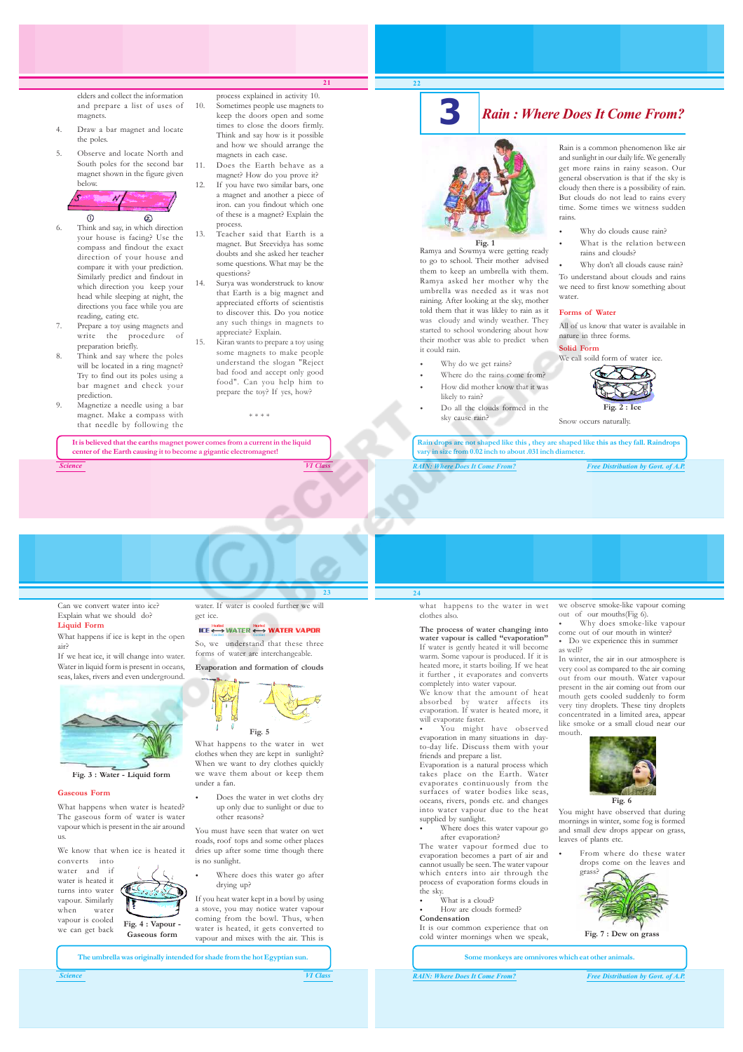elders and collect the information and prepare a list of uses of magnets.

4. Draw a bar magnet and locate the poles.

5. Observe and locate North and South poles for the second bar magnet shown in the figure given below.

6. Think and say, in which direction your house is facing? Use the compass and findout the exact direction of your house and compare it with your prediction. Similarly predict and findout in which direction you keep your head while sleeping at night, the directions you face while you are reading, eating etc.

7. Prepare a toy using magnets and write the procedure of preparation briefly.

8. Think and say where the poles will be located in a ring magnet? Try to find out its poles using a bar magnet and check your prediction.

9. Magnetize a needle using a bar magnet. Make a compass with that needle by following the process explained in activity 10.

10. Sometimes people use magnets to keep the doors open and some times to close the doors firmly. Think and say how is it possible and how we should arrange the magnets in each case.

11. Does the Earth behave as a magnet? How do you prove it?

12. If you have two similar bars, one a magnet and another a piece of iron. can you findout which one of these is a magnet? Explain the process.

13. Teacher said that Earth is a magnet. But Sreevidya has some doubts and she asked her teacher some questions. What may be the questions?

14. Surya was wonderstruck to know that Earth is a big magnet and appreciated efforts of scientistis to discover this. Do you notice any such things in magnets to appreciate? Explain.

15. Kiran wants to prepare a toy using some magnets to make people understand the slogan "Reject bad food and accept only good food". Can you help him to prepare the toy? If yes, how?

\* \* \* \*

It is believed that the earths magnet power comes from a current in the liquid center of the Earth causing it to become a gigantic electromagnet!

# 3 Rain : Where Does It Come From?

Fig. 1

Ramya and Sowmya were getting ready to go to school. Their mother advised them to keep an umbrella with them. Ramya asked her mother why the umbrella was needed as it was not raining. After looking at the sky, mother told them that it was likley to rain as it was cloudy and windy weather. They started to school wondering about how their mother was able to predict when it could rain.

- Why do we get rains?
- Where do the rains come from?
- How did mother know that it was likely to rain?
- Do all the clouds formed in the sky cause rain?

Rain is a common phenomenon like air and sunlight in our daily life. We generally get more rains in rainy season. Our general observation is that if the sky is cloudy then there is a possibility of rain. But clouds do not lead to rains every time. Some times we witness sudden rains.

- Why do clouds cause rain?
- What is the relation between rains and clouds?
- Why don't all clouds cause rain?

To understand about clouds and rains we need to first know something about water.

## Forms of Water

All of us know that water is available in nature in three forms.

### Solid Form

We call soild form of water ice.

Fig. 2 : Ice

Snow occurs naturally.

Rain drops are not shaped like this , they are shaped like this as they fall. Raindrops vary in size from 0.02 inch to about .031 inch diameter.

Can we convert water into ice? Explain what we should do?

### Liquid Form

What happens if ice is kept in the open air?

If we heat ice, it will change into water. Water in liquid form is present in oceans, seas, lakes, rivers and even underground.

Fig. 3 : Water - Liquid form

### Gaseous Form

What happens when water is heated? The gaseous form of water is water vapour which is present in the air around us.

We know that when ice is heated it converts into water and if water is heated in it turns into water vapour. Similarly when water vapour is cooled we can get back water. If water is cooled further we will get ice.

Fig. 4 : Vapour - Gaseous form

ICE ⟷ WATER ⟷ WATER VAPOR (Heated / Cooled)

So, we understand that these three forms of water are interchangeable.

## Evaporation and formation of clouds

Fig. 5

What happens to the water in wet clothes when they are kept in sunlight? When we want to dry clothes quickly we wave them about or keep them under a fan.

- Does the water in wet cloths dry up only due to sunlight or due to other reasons?

You must have seen that water on wet roads, roof tops and some other places dries up after some time though there is no sunlight.

- Where does this water go after drying up?

If you heat water kept in a bowl by using a stove, you may notice water vapour coming from the bowl. Thus, when water is heated, it gets converted to vapour and mixes with the air. This is what happens to the water in wet clothes also.

**The process of water changing into water vapour is called "evaporation"**

If water is gently heated it will become warm. Some vapour is produced. If it is heated more, it starts boiling. If we heat it further , it evaporates and converts completely into water vapour.

We know that the amount of heat absorbed by water affects its evaporation. If water is heated more, it will evaporate faster.

- You might have observed evaporation in many situations in day-to-day life. Discuss them with your friends and prepare a list.

Evaporation is a natural process which takes place on the Earth. Water evaporates continuously from the surfaces of water bodies like seas, oceans, rivers, ponds etc. and changes into water vapour due to the heat supplied by sunlight.

- Where does this water vapour go after evaporation?

The water vapour formed due to evaporation becomes a part of air and cannot usually be seen. The water vapour which enters into air through the process of evaporation forms clouds in the sky.

- What is a cloud?
- How are clouds formed?

**Condensation**

It is our common experience that on cold winter mornings when we speak, we observe smoke-like vapour coming out of our mouths(Fig 6).

- Why does smoke-like vapour come out of our mouth in winter?
- Do we experience this in summer as well?

In winter, the air in our atmosphere is very cool as compared to the air coming out from our mouth. Water vapour present in the air coming out from our mouth gets cooled suddenly to form very tiny droplets. These tiny droplets concentrated in a limited area, appear like smoke or a small cloud near our mouth.

Fig. 6

You might have observed that during mornings in winter, some fog is formed and small dew drops appear on grass, leaves of plants etc.

- From where do these water drops come on the leaves and grass?

Fig. 7 : Dew on grass

The umbrella was originally intended for shade from the hot Egyptian sun.

Some monkeys are omnivores which eat other animals.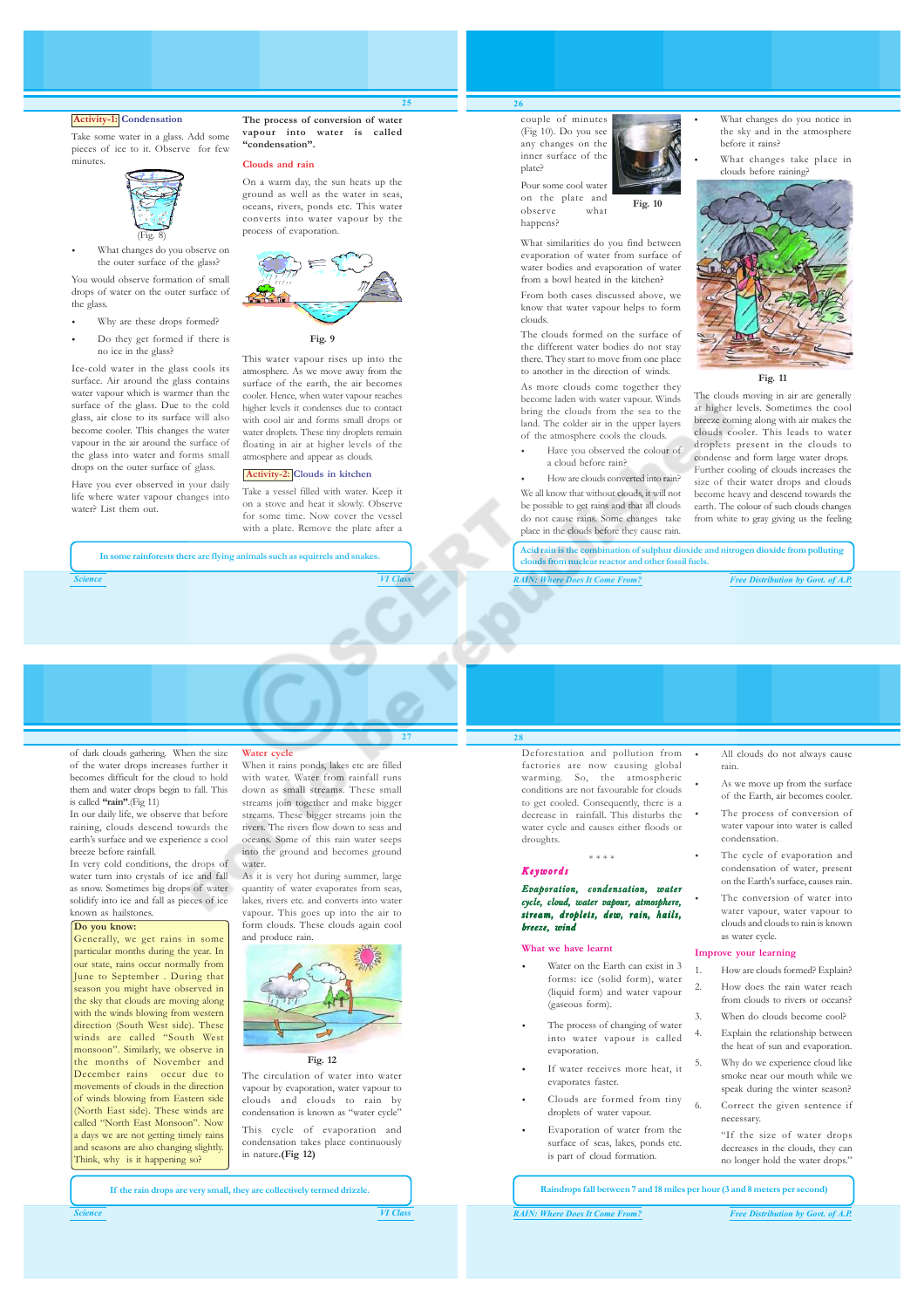**Activity-1: Condensation**

Take some water in a glass. Add some pieces of ice to it. Observe for few minutes.

(Fig. 8)

- What changes do you observe on the outer surface of the glass?

You would observe formation of small drops of water on the outer surface of the glass.

- Why are these drops formed?
- Do they get formed if there is no ice in the glass?

Ice-cold water in the glass cools its surface. Air around the glass contains water vapour which is warmer than the surface of the glass. Due to the cold glass, air close to its surface will also become cooler. This changes the water vapour in the air around the surface of the glass into water and forms small drops on the outer surface of glass.

Have you ever observed in your daily life where water vapour changes into water? List them out.

**The process of conversion of water vapour into water is called "condensation".**

## Clouds and rain

On a warm day, the sun heats up the ground as well as the water in seas, oceans, rivers, ponds etc. This water converts into water vapour by the process of evaporation.

Fig. 9

This water vapour rises up into the atmosphere. As we move away from the surface of the earth, the air becomes cooler. Hence, when water vapour reaches higher levels it condenses due to contact with cool air and forms small drops or water droplets. These tiny droplets remain floating in air at higher levels of the atmosphere and appear as clouds.

**Activity-2: Clouds in kitchen**

Take a vessel filled with water. Keep it on a stove and heat it slowly. Observe for some time. Now cover the vessel with a plate. Remove the plate after a couple of minutes (Fig 10). Do you see any changes on the inner surface of the plate?

Pour some cool water on the plate and observe what happens?

Fig. 10

What similarities do you find between evaporation of water from surface of water bodies and evaporation of water from a bowl heated in the kitchen?

From both cases discussed above, we know that water vapour helps to form clouds.

The clouds formed on the surface of the different water bodies do not stay there. They start to move from one place to another in the direction of winds.

As more clouds come together they become laden with water vapour. Winds bring the clouds from the sea to the land. The colder air in the upper layers of the atmosphere cools the clouds.

- Have you observed the colour of a cloud before rain?
- How are clouds converted into rain?

We all know that without clouds, it will not be possible to get rains and that all clouds do not cause rains. Some changes take place in the clouds before they cause rain.

- What changes do you notice in the sky and in the atmosphere before it rains?
- What changes take place in clouds before raining?

Fig. 11

The clouds moving in air are generally at higher levels. Sometimes the cool breeze coming along with air makes the clouds cooler. This leads to water droplets present in the clouds to condense and form large water drops. Further cooling of clouds increases the size of their water drops and clouds become heavy and descend towards the earth. The colour of such clouds changes from white to gray giving us the feeling of dark clouds gathering. When the size of the water drops increases further it becomes difficult for the cloud to hold them and water drops begin to fall. This is called **"rain"**.(Fig 11)

In our daily life, we observe that before raining, clouds descend towards the earth's surface and we experience a cool breeze before rainfall.

In very cold conditions, the drops of water turn into crystals of ice and fall as snow. Sometimes big drops of water solidify into ice and fall as pieces of ice known as hailstones.

In some rainforests there are flying animals such as squirrels and snakes.

Acid rain is the combination of sulphur dioxide and nitrogen dioxide from polluting clouds from nuclear reactor and other fossil fuels.

**Do you know:**

Generally, we get rains in some particular months during the year. In our state, rains occur normally from June to September . During that season you might have observed in the sky that clouds are moving along with the winds blowing from western direction (South West side). These winds are called "South West monsoon". Similarly, we observe in the months of November and December rains occur due to movements of clouds in the direction of winds blowing from Eastern side (North East side). These winds are called "North East Monsoon". Now a days we are not getting timely rains and seasons are also changing slightly. Think, why is it happening so?

## Water cycle

When it rains ponds, lakes etc are filled with water. Water from rainfall runs down as small streams. These small streams join together and make bigger streams. These bigger streams join the rivers. The rivers flow down to seas and oceans. Some of this rain water seeps into the ground and becomes ground water.

As it is very hot during summer, large quantity of water evaporates from seas, lakes, rivers etc. and converts into water vapour. This goes up into the air to form clouds. These clouds again cool and produce rain.

Fig. 12

The circulation of water into water vapour by evaporation, water vapour to clouds and clouds to rain by condensation is known as "water cycle"

This cycle of evaporation and condensation takes place continuously in nature.**(Fig 12)**

Deforestation and pollution from factories are now causing global warming. So, the atmospheric conditions are not favourable for clouds to get cooled. Consequently, there is a decrease in rainfall. This disturbs the water cycle and causes either floods or droughts.

\* \* \* \*

## Keywords

***Evaporation, condensation, water cycle, cloud, water vapour, atmosphere, stream, droplets, dew, rain, hails, breeze, wind***

## What we have learnt

- Water on the Earth can exist in 3 forms: ice (solid form), water (liquid form) and water vapour (gaseous form).
- The process of changing of water into water vapour is called evaporation.
- If water receives more heat, it evaporates faster.
- Clouds are formed from tiny droplets of water vapour.
- Evaporation of water from the surface of seas, lakes, ponds etc. is part of cloud formation.
- All clouds do not always cause rain.
- As we move up from the surface of the Earth, air becomes cooler.
- The process of conversion of water vapour into water is called condensation.
- The cycle of evaporation and condensation of water, present on the Earth's surface, causes rain.
- The conversion of water into water vapour, water vapour to clouds and clouds to rain is known as water cycle.

## Improve your learning

1. How are clouds formed? Explain?
2. How does the rain water reach from clouds to rivers or oceans?
3. When do clouds become cool?
4. Explain the relationship between the heat of sun and evaporation.
5. Why do we experience cloud like smoke near our mouth while we speak during the winter season?
6. Correct the given sentence if necessary.

   "If the size of water drops decreases in the clouds, they can no longer hold the water drops."

If the rain drops are very small, they are collectively termed drizzle.

Raindrops fall between 7 and 18 miles per hour (3 and 8 meters per second)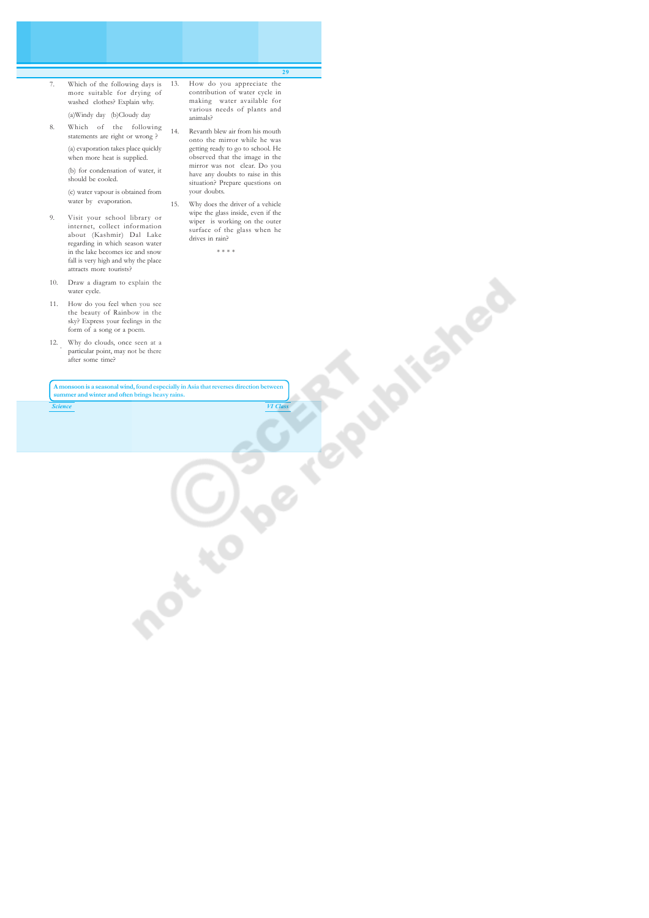7. Which of the following days is more suitable for drying of washed clothes? Explain why.

   (a)Windy day (b)Cloudy day

8. Which of the following statements are right or wrong ?

   (a) evaporation takes place quickly when more heat is supplied.

   (b) for condensation of water, it should be cooled.

   (c) water vapour is obtained from water by evaporation.

9. Visit your school library or internet, collect information about (Kashmir) Dal Lake regarding in which season water in the lake becomes ice and snow fall is very high and why the place attracts more tourists?

10. Draw a diagram to explain the water cycle.

11. How do you feel when you see the beauty of Rainbow in the sky? Express your feelings in the form of a song or a poem.

12. Why do clouds, once seen at a particular point, may not be there after some time?

13. How do you appreciate the contribution of water cycle in making water available for various needs of plants and animals?

14. Revanth blew air from his mouth onto the mirror while he was getting ready to go to school. He observed that the image in the mirror was not clear. Do you have any doubts to raise in this situation? Prepare questions on your doubts.

15. Why does the driver of a vehicle wipe the glass inside, even if the wiper is working on the outer surface of the glass when he drives in rain?

* * * *

**A monsoon is a seasonal wind, found especially in Asia that reverses direction between summer and winter and often brings heavy rains.**